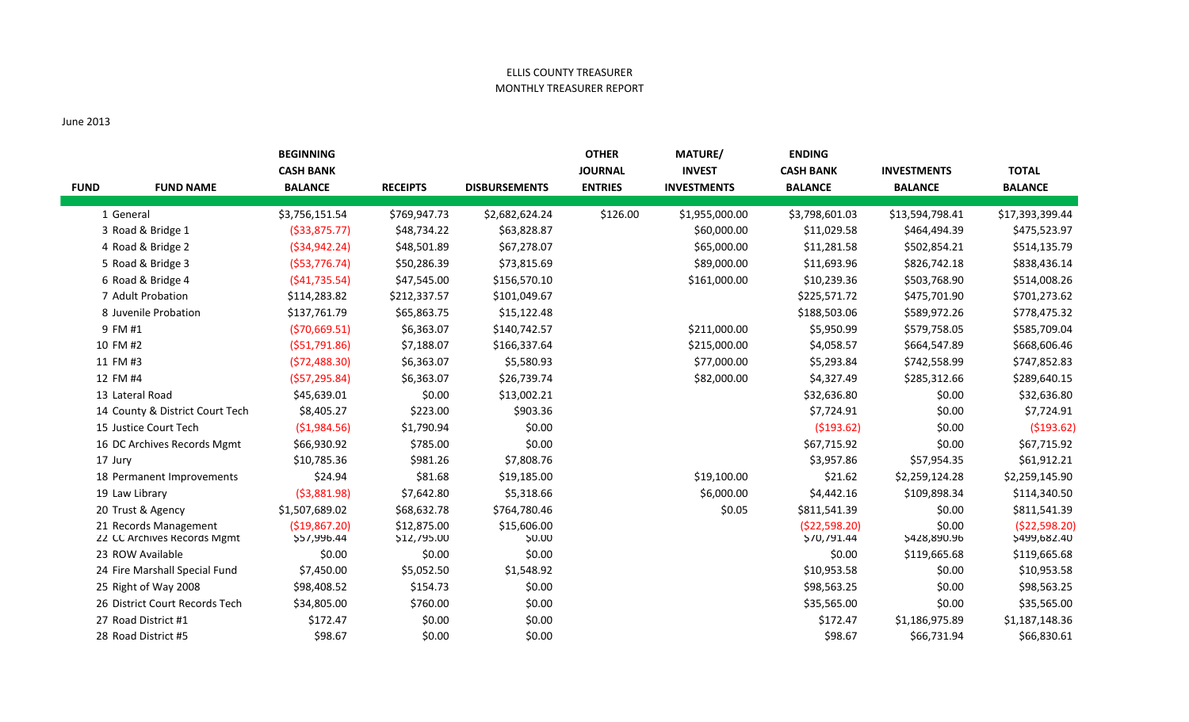ELLIS COUNTY TREASURER

MONTHLY TREASURER REPORT

June 2013

| FUND | FUND NAME | BEGINNING CASH BANK BALANCE | RECEIPTS | DISBURSEMENTS | OTHER JOURNAL ENTRIES | MATURE/ INVEST INVESTMENTS | ENDING CASH BANK BALANCE | INVESTMENTS BALANCE | TOTAL BALANCE |
|---|---|---|---|---|---|---|---|---|---|
| 1 | General | $3,756,151.54 | $769,947.73 | $2,682,624.24 | $126.00 | $1,955,000.00 | $3,798,601.03 | $13,594,798.41 | $17,393,399.44 |
| 3 | Road & Bridge 1 | ($33,875.77) | $48,734.22 | $63,828.87 | | $60,000.00 | $11,029.58 | $464,494.39 | $475,523.97 |
| 4 | Road & Bridge 2 | ($34,942.24) | $48,501.89 | $67,278.07 | | $65,000.00 | $11,281.58 | $502,854.21 | $514,135.79 |
| 5 | Road & Bridge 3 | ($53,776.74) | $50,286.39 | $73,815.69 | | $89,000.00 | $11,693.96 | $826,742.18 | $838,436.14 |
| 6 | Road & Bridge 4 | ($41,735.54) | $47,545.00 | $156,570.10 | | $161,000.00 | $10,239.36 | $503,768.90 | $514,008.26 |
| 7 | Adult Probation | $114,283.82 | $212,337.57 | $101,049.67 | | | $225,571.72 | $475,701.90 | $701,273.62 |
| 8 | Juvenile Probation | $137,761.79 | $65,863.75 | $15,122.48 | | | $188,503.06 | $589,972.26 | $778,475.32 |
| 9 | FM #1 | ($70,669.51) | $6,363.07 | $140,742.57 | | $211,000.00 | $5,950.99 | $579,758.05 | $585,709.04 |
| 10 | FM #2 | ($51,791.86) | $7,188.07 | $166,337.64 | | $215,000.00 | $4,058.57 | $664,547.89 | $668,606.46 |
| 11 | FM #3 | ($72,488.30) | $6,363.07 | $5,580.93 | | $77,000.00 | $5,293.84 | $742,558.99 | $747,852.83 |
| 12 | FM #4 | ($57,295.84) | $6,363.07 | $26,739.74 | | $82,000.00 | $4,327.49 | $285,312.66 | $289,640.15 |
| 13 | Lateral Road | $45,639.01 | $0.00 | $13,002.21 | | | $32,636.80 | $0.00 | $32,636.80 |
| 14 | County & District Court Tech | $8,405.27 | $223.00 | $903.36 | | | $7,724.91 | $0.00 | $7,724.91 |
| 15 | Justice Court Tech | ($1,984.56) | $1,790.94 | $0.00 | | | ($193.62) | $0.00 | ($193.62) |
| 16 | DC Archives Records Mgmt | $66,930.92 | $785.00 | $0.00 | | | $67,715.92 | $0.00 | $67,715.92 |
| 17 | Jury | $10,785.36 | $981.26 | $7,808.76 | | | $3,957.86 | $57,954.35 | $61,912.21 |
| 18 | Permanent Improvements | $24.94 | $81.68 | $19,185.00 | | $19,100.00 | $21.62 | $2,259,124.28 | $2,259,145.90 |
| 19 | Law Library | ($3,881.98) | $7,642.80 | $5,318.66 | | $6,000.00 | $4,442.16 | $109,898.34 | $114,340.50 |
| 20 | Trust & Agency | $1,507,689.02 | $68,632.78 | $764,780.46 | | $0.05 | $811,541.39 | $0.00 | $811,541.39 |
| 21 | Records Management | ($19,867.20) | $12,875.00 | $15,606.00 | | | ($22,598.20) | $0.00 | ($22,598.20) |
| 22 | CC Archives Records Mgmt | $57,996.44 | $12,795.00 | $0.00 | | | $70,791.44 | $428,890.96 | $499,682.40 |
| 23 | ROW Available | $0.00 | $0.00 | $0.00 | | | $0.00 | $119,665.68 | $119,665.68 |
| 24 | Fire Marshall Special Fund | $7,450.00 | $5,052.50 | $1,548.92 | | | $10,953.58 | $0.00 | $10,953.58 |
| 25 | Right of Way 2008 | $98,408.52 | $154.73 | $0.00 | | | $98,563.25 | $0.00 | $98,563.25 |
| 26 | District Court Records Tech | $34,805.00 | $760.00 | $0.00 | | | $35,565.00 | $0.00 | $35,565.00 |
| 27 | Road District #1 | $172.47 | $0.00 | $0.00 | | | $172.47 | $1,186,975.89 | $1,187,148.36 |
| 28 | Road District #5 | $98.67 | $0.00 | $0.00 | | | $98.67 | $66,731.94 | $66,830.61 |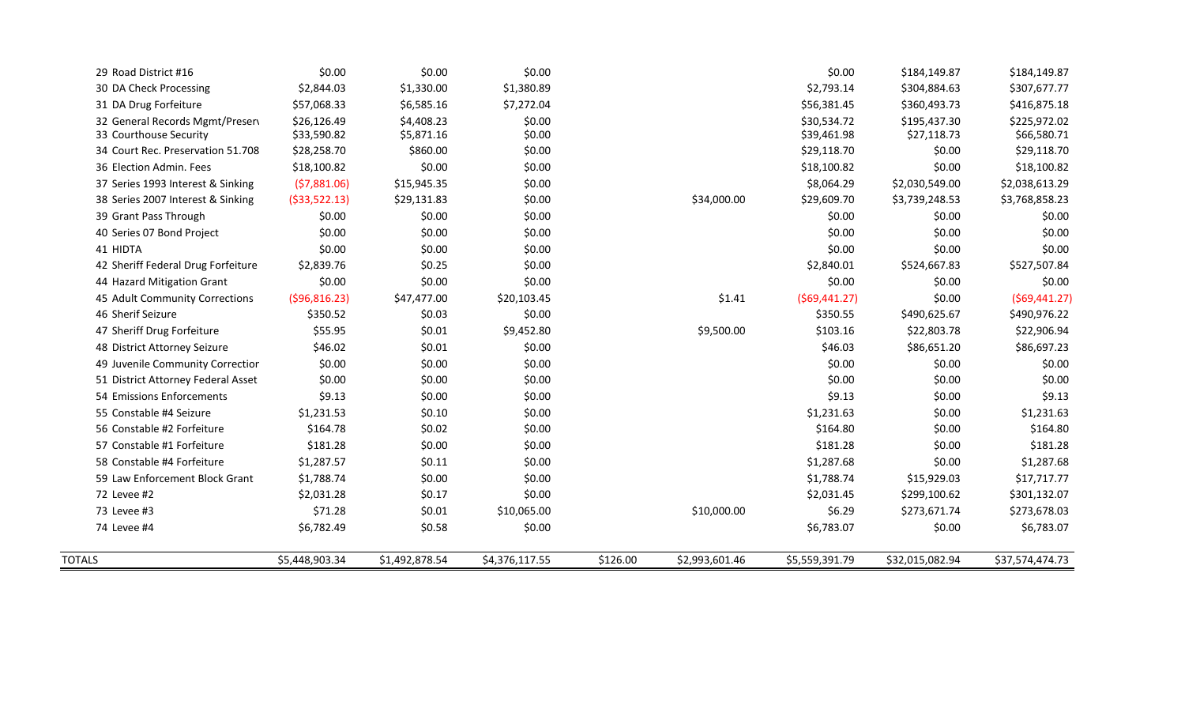| | | | | | | | | |
|---|---|---|---|---|---|---|---|---|
| 29 Road District #16 | $0.00 | $0.00 | $0.00 | | | $0.00 | $184,149.87 | $184,149.87 |
| 30 DA Check Processing | $2,844.03 | $1,330.00 | $1,380.89 | | | $2,793.14 | $304,884.63 | $307,677.77 |
| 31 DA Drug Forfeiture | $57,068.33 | $6,585.16 | $7,272.04 | | | $56,381.45 | $360,493.73 | $416,875.18 |
| 32 General Records Mgmt/Preserv | $26,126.49 | $4,408.23 | $0.00 | | | $30,534.72 | $195,437.30 | $225,972.02 |
| 33 Courthouse Security | $33,590.82 | $5,871.16 | $0.00 | | | $39,461.98 | $27,118.73 | $66,580.71 |
| 34 Court Rec. Preservation 51.708 | $28,258.70 | $860.00 | $0.00 | | | $29,118.70 | $0.00 | $29,118.70 |
| 36 Election Admin. Fees | $18,100.82 | $0.00 | $0.00 | | | $18,100.82 | $0.00 | $18,100.82 |
| 37 Series 1993 Interest & Sinking | ($7,881.06) | $15,945.35 | $0.00 | | | $8,064.29 | $2,030,549.00 | $2,038,613.29 |
| 38 Series 2007 Interest & Sinking | ($33,522.13) | $29,131.83 | $0.00 | | $34,000.00 | $29,609.70 | $3,739,248.53 | $3,768,858.23 |
| 39 Grant Pass Through | $0.00 | $0.00 | $0.00 | | | $0.00 | $0.00 | $0.00 |
| 40 Series 07 Bond Project | $0.00 | $0.00 | $0.00 | | | $0.00 | $0.00 | $0.00 |
| 41 HIDTA | $0.00 | $0.00 | $0.00 | | | $0.00 | $0.00 | $0.00 |
| 42 Sheriff Federal Drug Forfeiture | $2,839.76 | $0.25 | $0.00 | | | $2,840.01 | $524,667.83 | $527,507.84 |
| 44 Hazard Mitigation Grant | $0.00 | $0.00 | $0.00 | | | $0.00 | $0.00 | $0.00 |
| 45 Adult Community Corrections | ($96,816.23) | $47,477.00 | $20,103.45 | | $1.41 | ($69,441.27) | $0.00 | ($69,441.27) |
| 46 Sherif Seizure | $350.52 | $0.03 | $0.00 | | | $350.55 | $490,625.67 | $490,976.22 |
| 47 Sheriff Drug Forfeiture | $55.95 | $0.01 | $9,452.80 | | $9,500.00 | $103.16 | $22,803.78 | $22,906.94 |
| 48 District Attorney Seizure | $46.02 | $0.01 | $0.00 | | | $46.03 | $86,651.20 | $86,697.23 |
| 49 Juvenile Community Correction | $0.00 | $0.00 | $0.00 | | | $0.00 | $0.00 | $0.00 |
| 51 District Attorney Federal Asset | $0.00 | $0.00 | $0.00 | | | $0.00 | $0.00 | $0.00 |
| 54 Emissions Enforcements | $9.13 | $0.00 | $0.00 | | | $9.13 | $0.00 | $9.13 |
| 55 Constable #4 Seizure | $1,231.53 | $0.10 | $0.00 | | | $1,231.63 | $0.00 | $1,231.63 |
| 56 Constable #2 Forfeiture | $164.78 | $0.02 | $0.00 | | | $164.80 | $0.00 | $164.80 |
| 57 Constable #1 Forfeiture | $181.28 | $0.00 | $0.00 | | | $181.28 | $0.00 | $181.28 |
| 58 Constable #4 Forfeiture | $1,287.57 | $0.11 | $0.00 | | | $1,287.68 | $0.00 | $1,287.68 |
| 59 Law Enforcement Block Grant | $1,788.74 | $0.00 | $0.00 | | | $1,788.74 | $15,929.03 | $17,717.77 |
| 72 Levee #2 | $2,031.28 | $0.17 | $0.00 | | | $2,031.45 | $299,100.62 | $301,132.07 |
| 73 Levee #3 | $71.28 | $0.01 | $10,065.00 | | $10,000.00 | $6.29 | $273,671.74 | $273,678.03 |
| 74 Levee #4 | $6,782.49 | $0.58 | $0.00 | | | $6,783.07 | $0.00 | $6,783.07 |
| TOTALS | $5,448,903.34 | $1,492,878.54 | $4,376,117.55 | $126.00 | $2,993,601.46 | $5,559,391.79 | $32,015,082.94 | $37,574,474.73 |